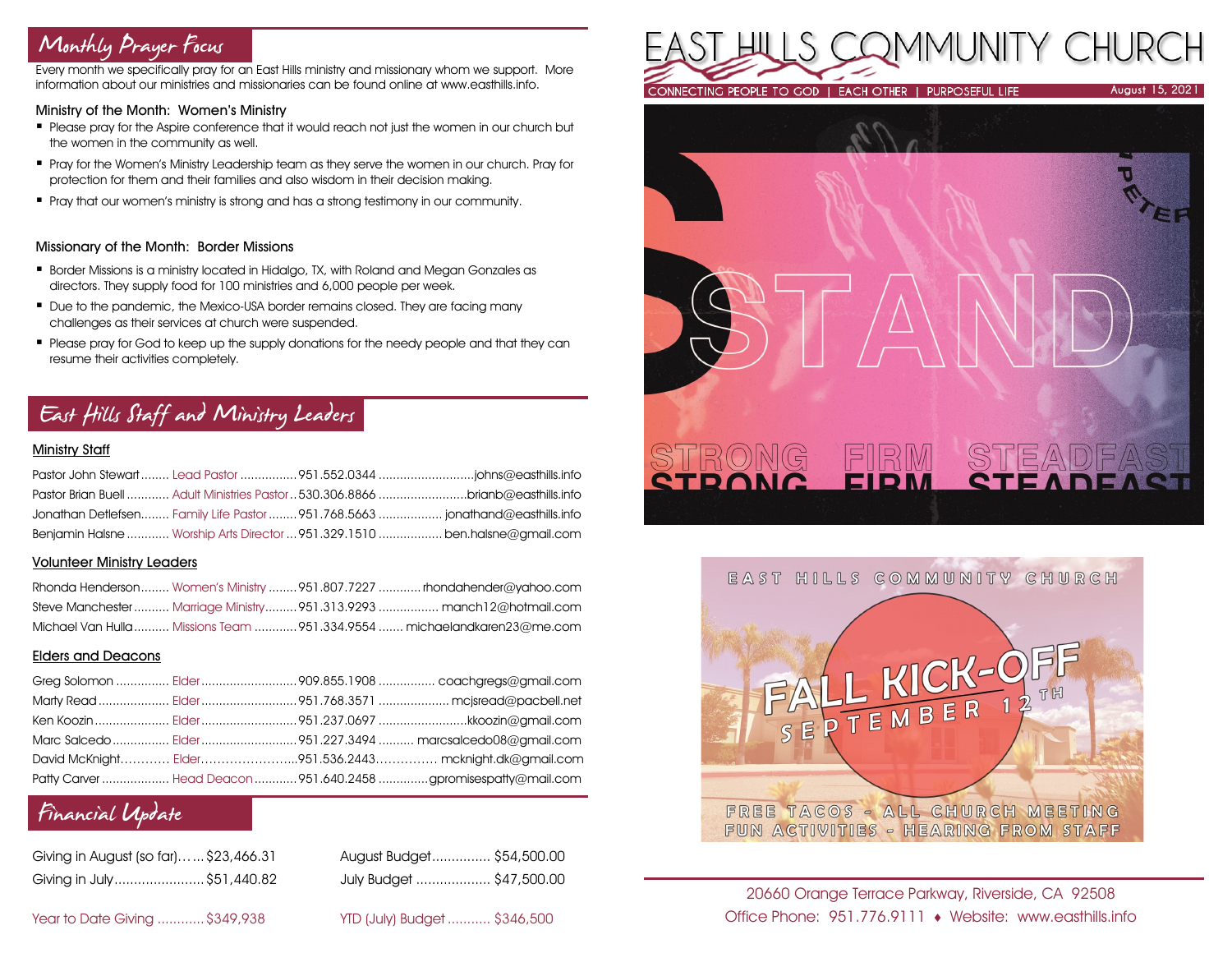# EAST HILLS COMMUNITY CHURCH

CONNECTING PEOPLE TO GOD | EACH OTHER | PURPOSEFUL LIFE

August 15, 2021

## Monthly Prayer Focus

Every month we specifically pray for an East Hills ministry and missionary whom we support. More information about our ministries and missionaries can be found online at www.easthills.info.

### Ministry of the Month: Women's Ministry

- Please pray for the Aspire conference that it would reach not just the women in our church but the women in the community as well.
- Pray for the Women's Ministry Leadership team as they serve the women in our church. Pray for protection for them and their families and also wisdom in their decision making.
- Pray that our women's ministry is strong and has a strong testimony in our community.

### Missionary of the Month: Border Missions

- Border Missions is a ministry located in Hidalgo, TX, with Roland and Megan Gonzales as directors. They supply food for 100 ministries and 6,000 people per week.
- Due to the pandemic, the Mexico-USA border remains closed. They are facing many challenges as their services at church were suspended.
- Please pray for God to keep up the supply donations for the needy people and that they can resume their activities completely.

## East Hills Staff and Ministry Leaders

### Ministry Staff

| Name | Role | Phone | Email |
|---|---|---|---|
| Pastor John Stewart | Lead Pastor | 951.552.0344 | johns@easthills.info |
| Pastor Brian Buell | Adult Ministries Pastor | 530.306.8866 | brianb@easthills.info |
| Jonathan Detlefsen | Family Life Pastor | 951.768.5663 | jonathand@easthills.info |
| Benjamin Halsne | Worship Arts Director | 951.329.1510 | ben.halsne@gmail.com |

### Volunteer Ministry Leaders

| Name | Role | Phone | Email |
|---|---|---|---|
| Rhonda Henderson | Women's Ministry | 951.807.7227 | rhondahender@yahoo.com |
| Steve Manchester | Marriage Ministry | 951.313.9293 | manch12@hotmail.com |
| Michael Van Hulla | Missions Team | 951.334.9554 | michaelandkaren23@me.com |

### Elders and Deacons

| Name | Role | Phone | Email |
|---|---|---|---|
| Greg Solomon | Elder | 909.855.1908 | coachgregs@gmail.com |
| Marty Read | Elder | 951.768.3571 | mcjsread@pacbell.net |
| Ken Koozin | Elder | 951.237.0697 | kkoozin@gmail.com |
| Marc Salcedo | Elder | 951.227.3494 | marcsalcedo08@gmail.com |
| David McKnight | Elder | 951.536.2443 | mcknight.dk@gmail.com |
| Patty Carver | Head Deacon | 951.640.2458 | gpromisespatty@mail.com |

## Financial Update

| | | | |
|---|---|---|---|
| Giving in August (so far) | $23,466.31 | August Budget | $54,500.00 |
| Giving in July | $51,440.82 | July Budget | $47,500.00 |
| Year to Date Giving | $349,938 | YTD (July) Budget | $346,500 |

STAND — 1 PETER — STRONG FIRM STEADFAST

EAST HILLS COMMUNITY CHURCH

FALL KICK-OFF — SEPTEMBER 12TH

FREE TACOS - ALL CHURCH MEETING
FUN ACTIVITIES - HEARING FROM STAFF

20660 Orange Terrace Parkway, Riverside, CA 92508
Office Phone: 951.776.9111 ♦ Website: www.easthills.info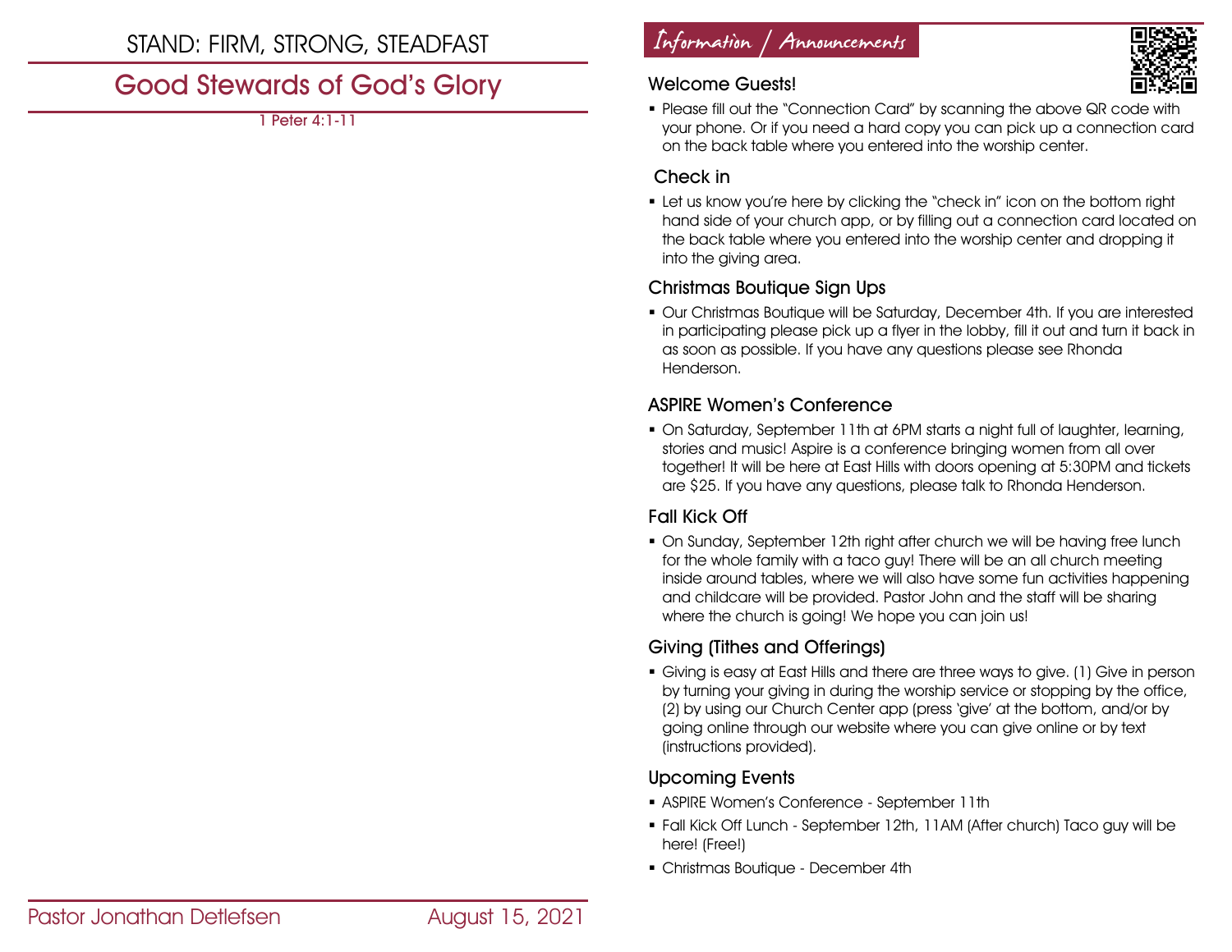# STAND: FIRM, STRONG, STEADFAST

## Good Stewards of God's Glory

1 Peter 4:1-11

Pastor Jonathan Detlefsen August 15, 2021

## Information / Announcements

### Welcome Guests!

- Please fill out the "Connection Card" by scanning the above QR code with your phone. Or if you need a hard copy you can pick up a connection card on the back table where you entered into the worship center.

### Check in

- Let us know you're here by clicking the "check in" icon on the bottom right hand side of your church app, or by filling out a connection card located on the back table where you entered into the worship center and dropping it into the giving area.

### Christmas Boutique Sign Ups

- Our Christmas Boutique will be Saturday, December 4th. If you are interested in participating please pick up a flyer in the lobby, fill it out and turn it back in as soon as possible. If you have any questions please see Rhonda Henderson.

### ASPIRE Women's Conference

- On Saturday, September 11th at 6PM starts a night full of laughter, learning, stories and music! Aspire is a conference bringing women from all over together! It will be here at East Hills with doors opening at 5:30PM and tickets are $25. If you have any questions, please talk to Rhonda Henderson.

### Fall Kick Off

- On Sunday, September 12th right after church we will be having free lunch for the whole family with a taco guy! There will be an all church meeting inside around tables, where we will also have some fun activities happening and childcare will be provided. Pastor John and the staff will be sharing where the church is going! We hope you can join us!

### Giving (Tithes and Offerings)

- Giving is easy at East Hills and there are three ways to give. (1) Give in person by turning your giving in during the worship service or stopping by the office, (2) by using our Church Center app (press 'give' at the bottom, and/or by going online through our website where you can give online or by text (instructions provided).

### Upcoming Events

- ASPIRE Women's Conference - September 11th
- Fall Kick Off Lunch - September 12th, 11AM (After church) Taco guy will be here! (Free!)
- Christmas Boutique - December 4th